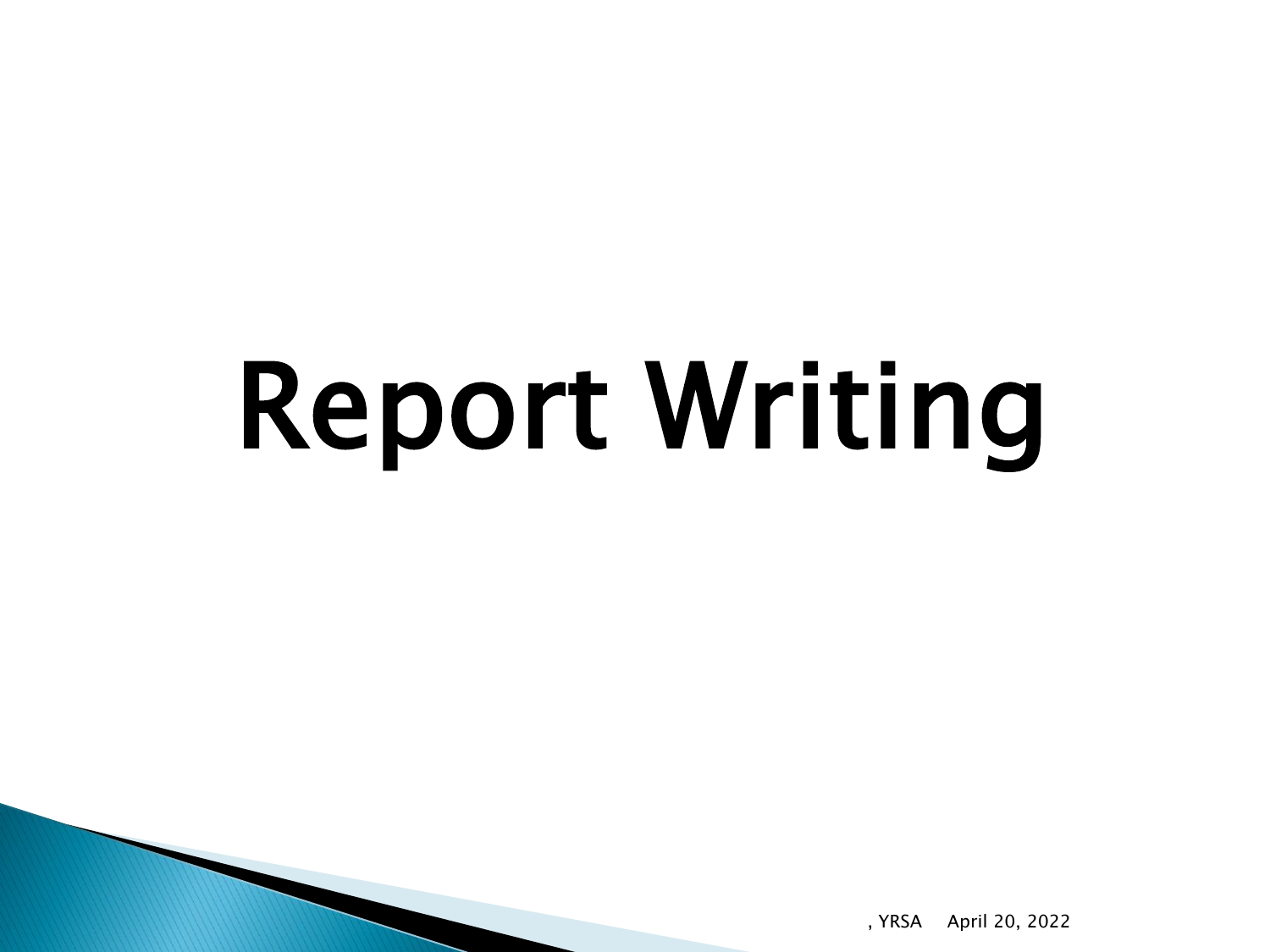# Report Writing

, YRSA April 20, 2022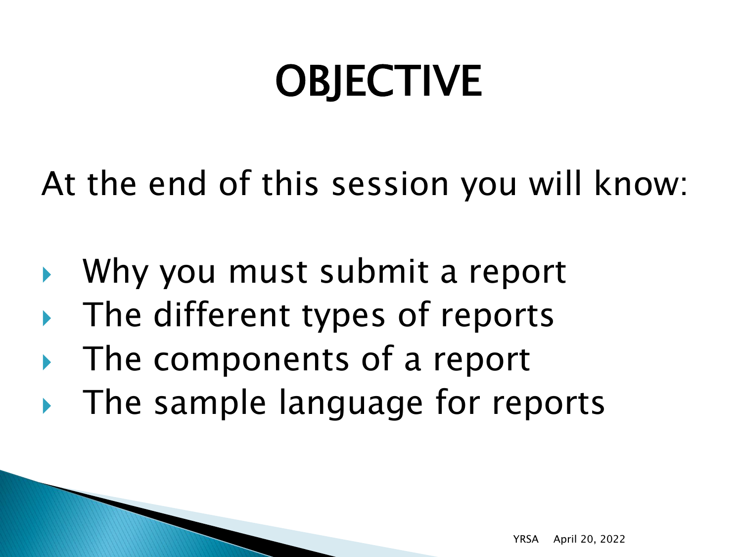# OBJECTIVE

At the end of this session you will know:

- Why you must submit a report
- The different types of reports
- The components of a report
- The sample language for reports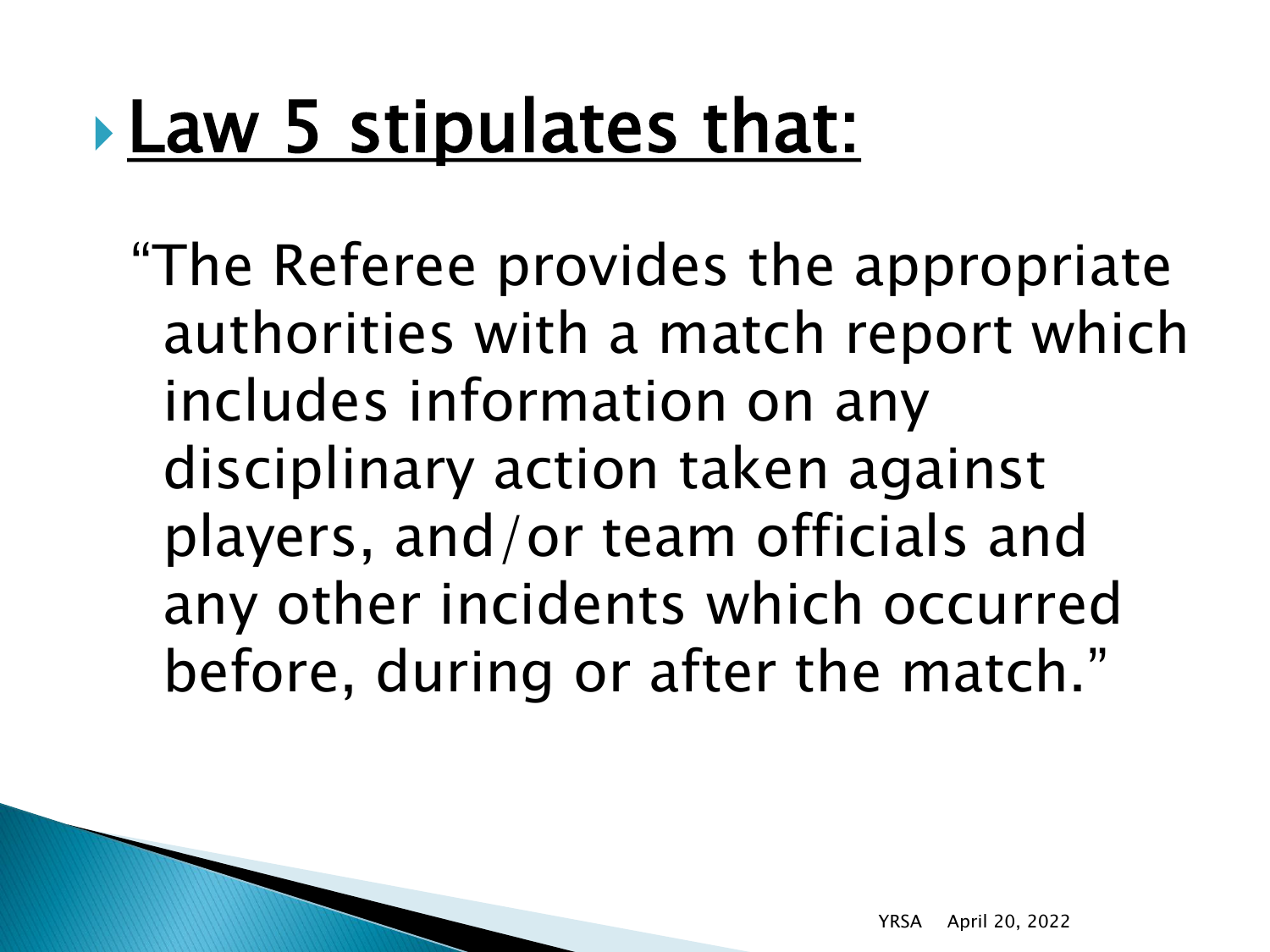# Law 5 stipulates that:

"The Referee provides the appropriate authorities with a match report which includes information on any disciplinary action taken against players, and/or team officials and any other incidents which occurred before, during or after the match."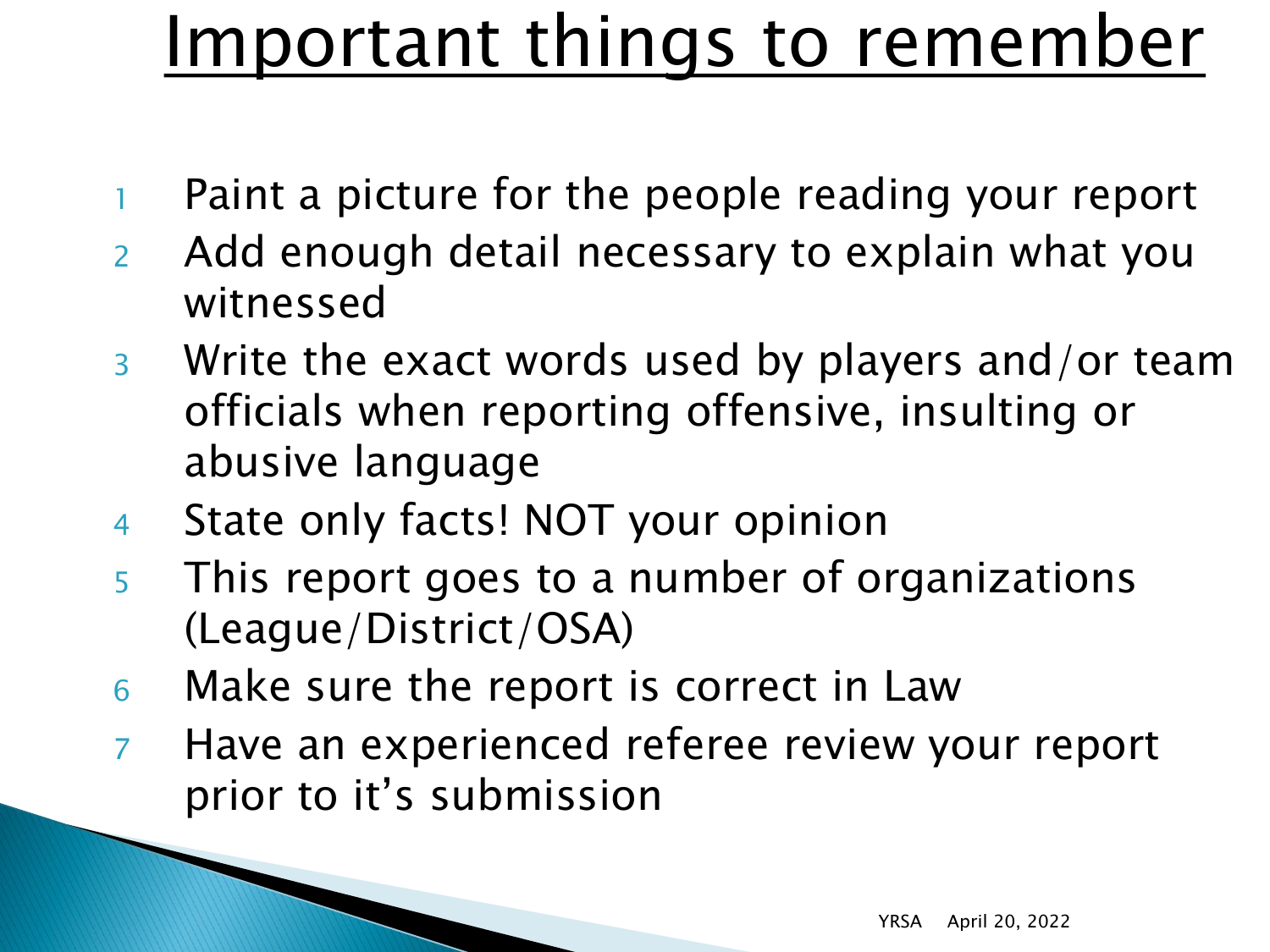# Important things to remember

1. Paint a picture for the people reading your report
2. Add enough detail necessary to explain what you witnessed
3. Write the exact words used by players and/or team officials when reporting offensive, insulting or abusive language
4. State only facts! NOT your opinion
5. This report goes to a number of organizations (League/District/OSA)
6. Make sure the report is correct in Law
7. Have an experienced referee review your report prior to it's submission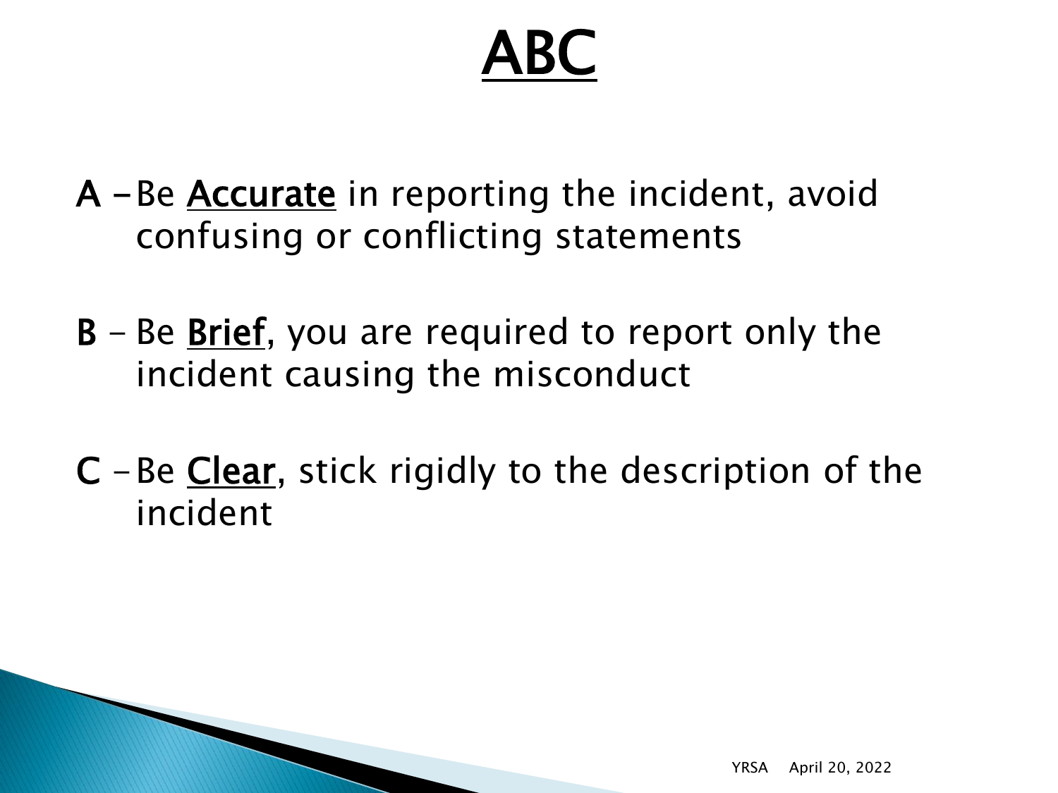# ABC

**A** – Be **Accurate** in reporting the incident, avoid confusing or conflicting statements

**B** – Be **Brief**, you are required to report only the incident causing the misconduct

**C** – Be **Clear**, stick rigidly to the description of the incident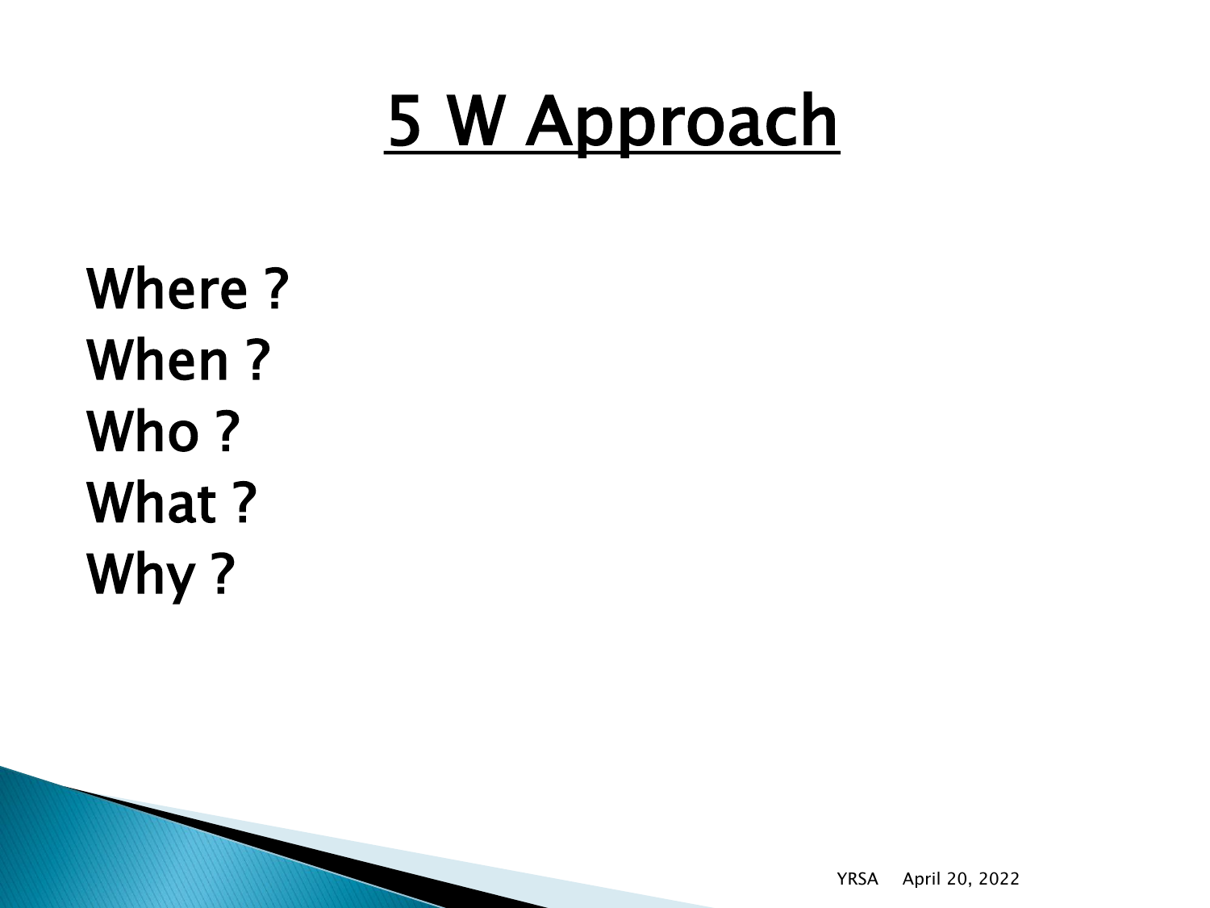# 5 W Approach

Where ?
When ?
Who ?
What ?
Why ?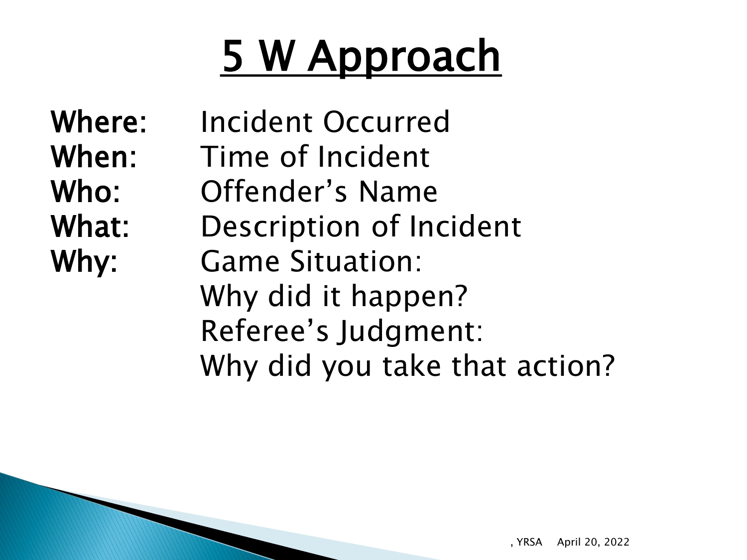# 5 W Approach

**Where:** Incident Occurred
**When:** Time of Incident
**Who:** Offender's Name
**What:** Description of Incident
**Why:** Game Situation:
Why did it happen?
Referee's Judgment:
Why did you take that action?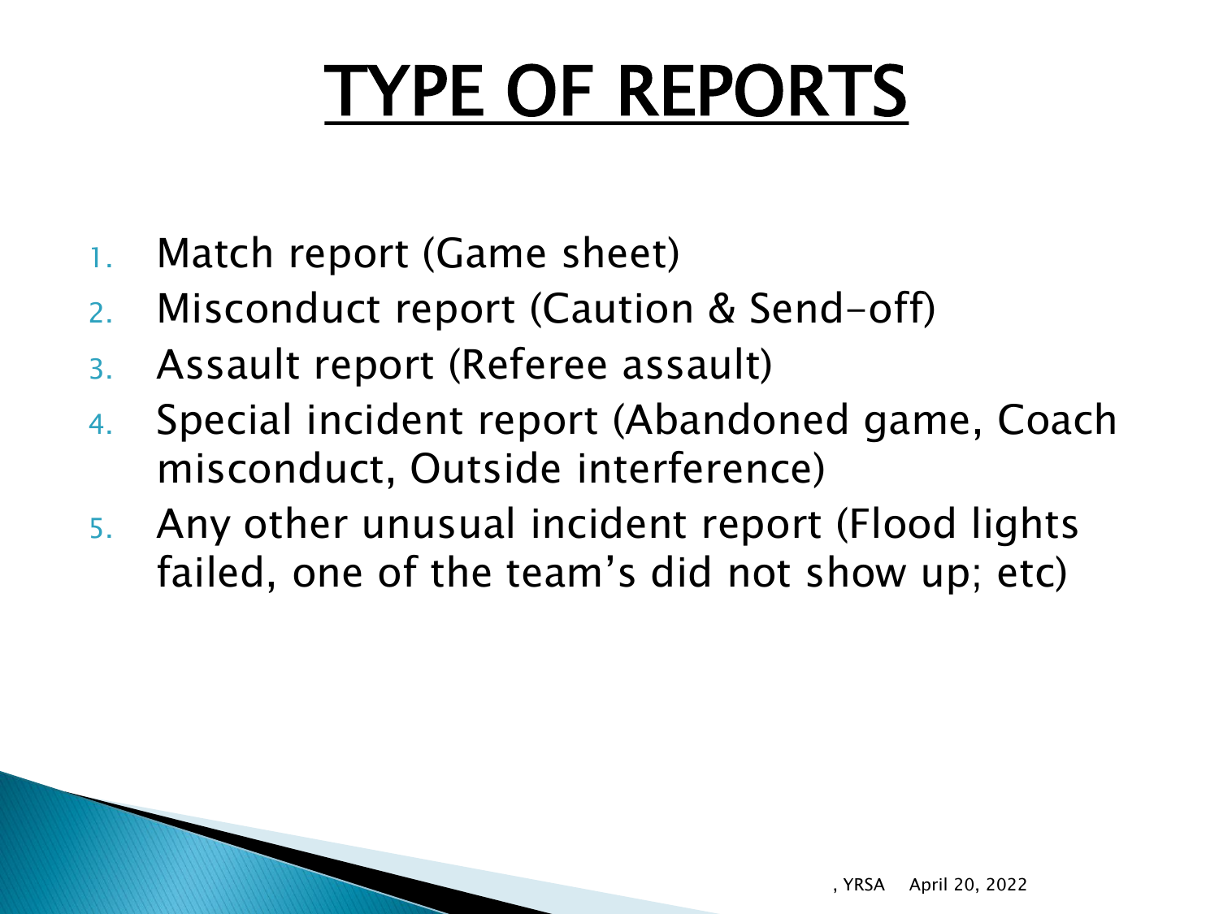# TYPE OF REPORTS

1. Match report (Game sheet)
2. Misconduct report (Caution & Send-off)
3. Assault report (Referee assault)
4. Special incident report (Abandoned game, Coach misconduct, Outside interference)
5. Any other unusual incident report (Flood lights failed, one of the team's did not show up; etc)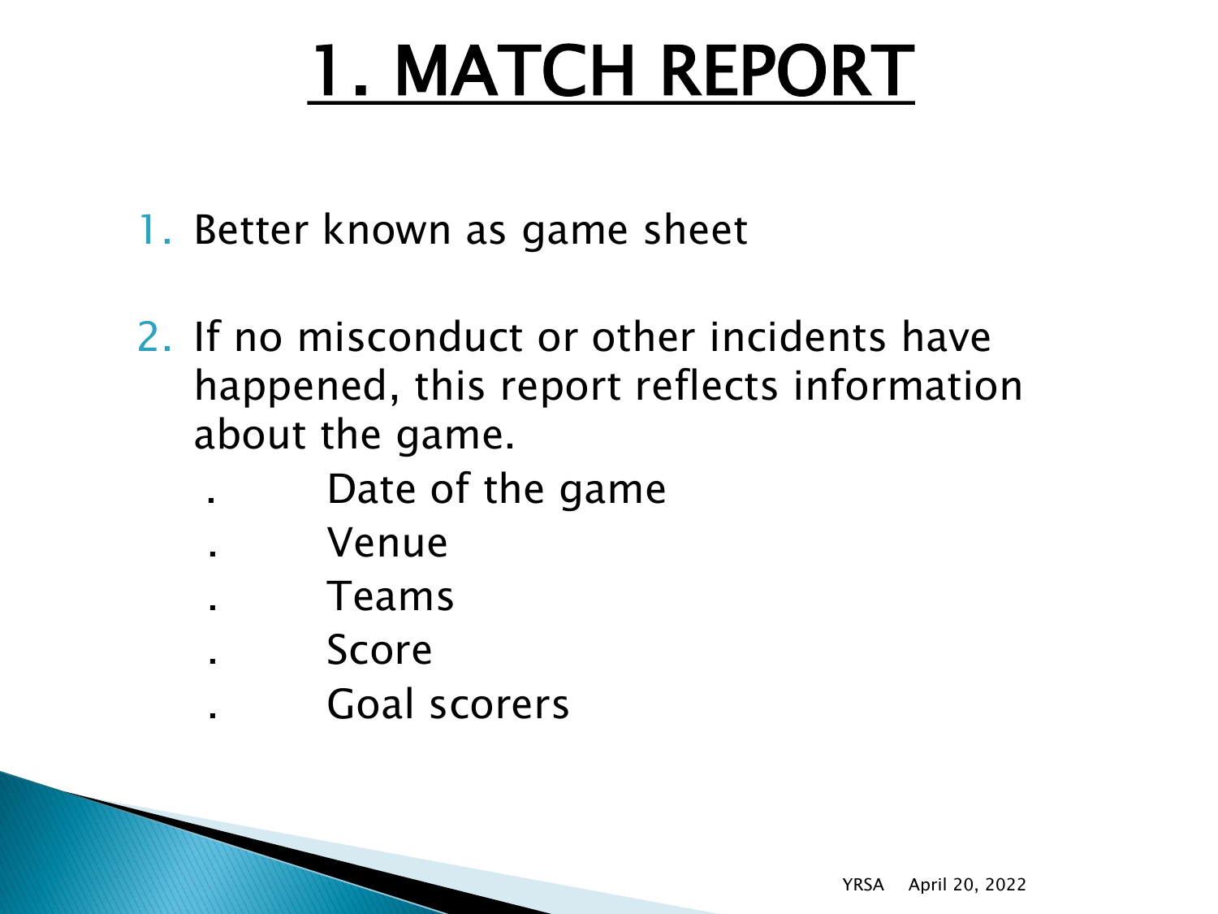# 1. MATCH REPORT

1. Better known as game sheet
2. If no misconduct or other incidents have happened, this report reflects information about the game.
   - Date of the game
   - Venue
   - Teams
   - Score
   - Goal scorers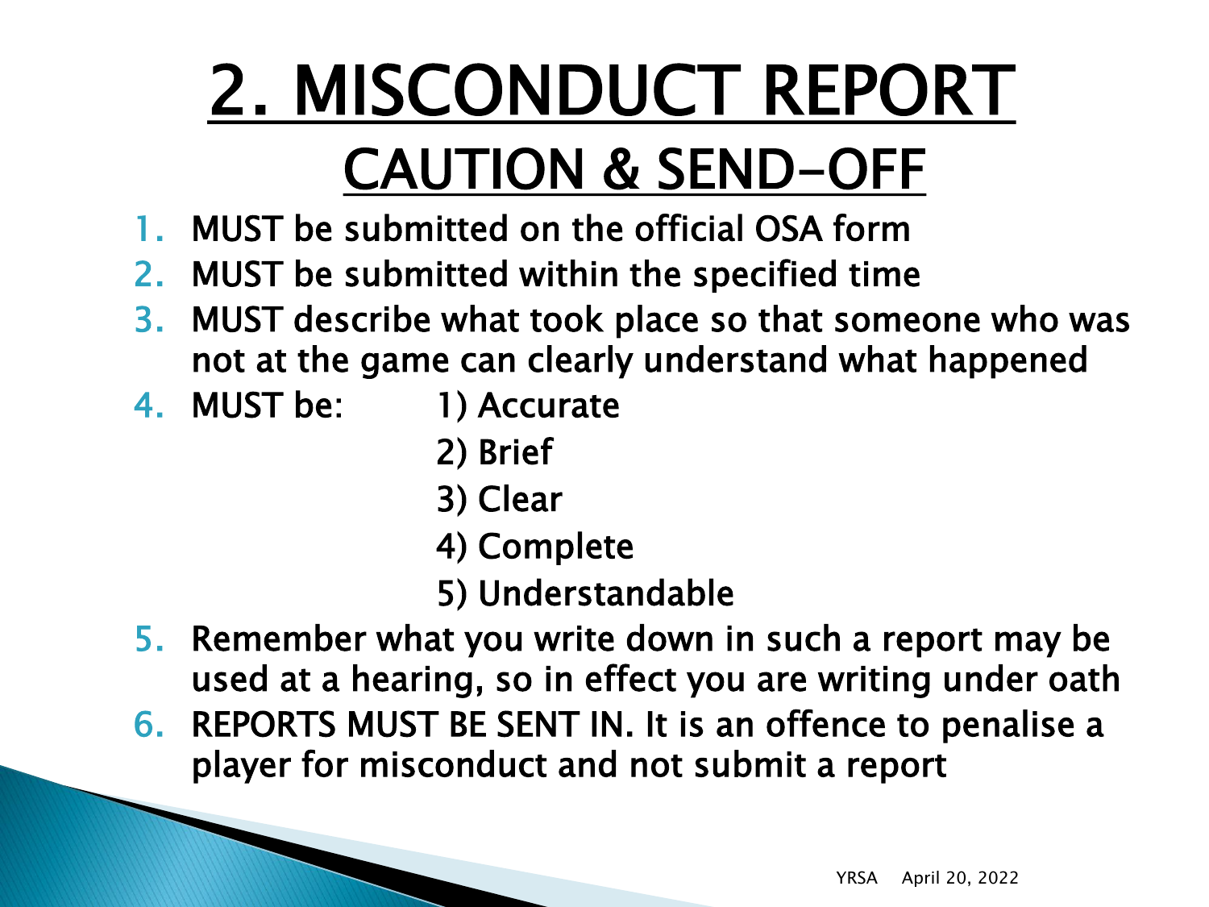# 2. MISCONDUCT REPORT

## CAUTION & SEND-OFF

1. MUST be submitted on the official OSA form
2. MUST be submitted within the specified time
3. MUST describe what took place so that someone who was not at the game can clearly understand what happened
4. MUST be:
   1) Accurate
   2) Brief
   3) Clear
   4) Complete
   5) Understandable
5. Remember what you write down in such a report may be used at a hearing, so in effect you are writing under oath
6. REPORTS MUST BE SENT IN. It is an offence to penalise a player for misconduct and not submit a report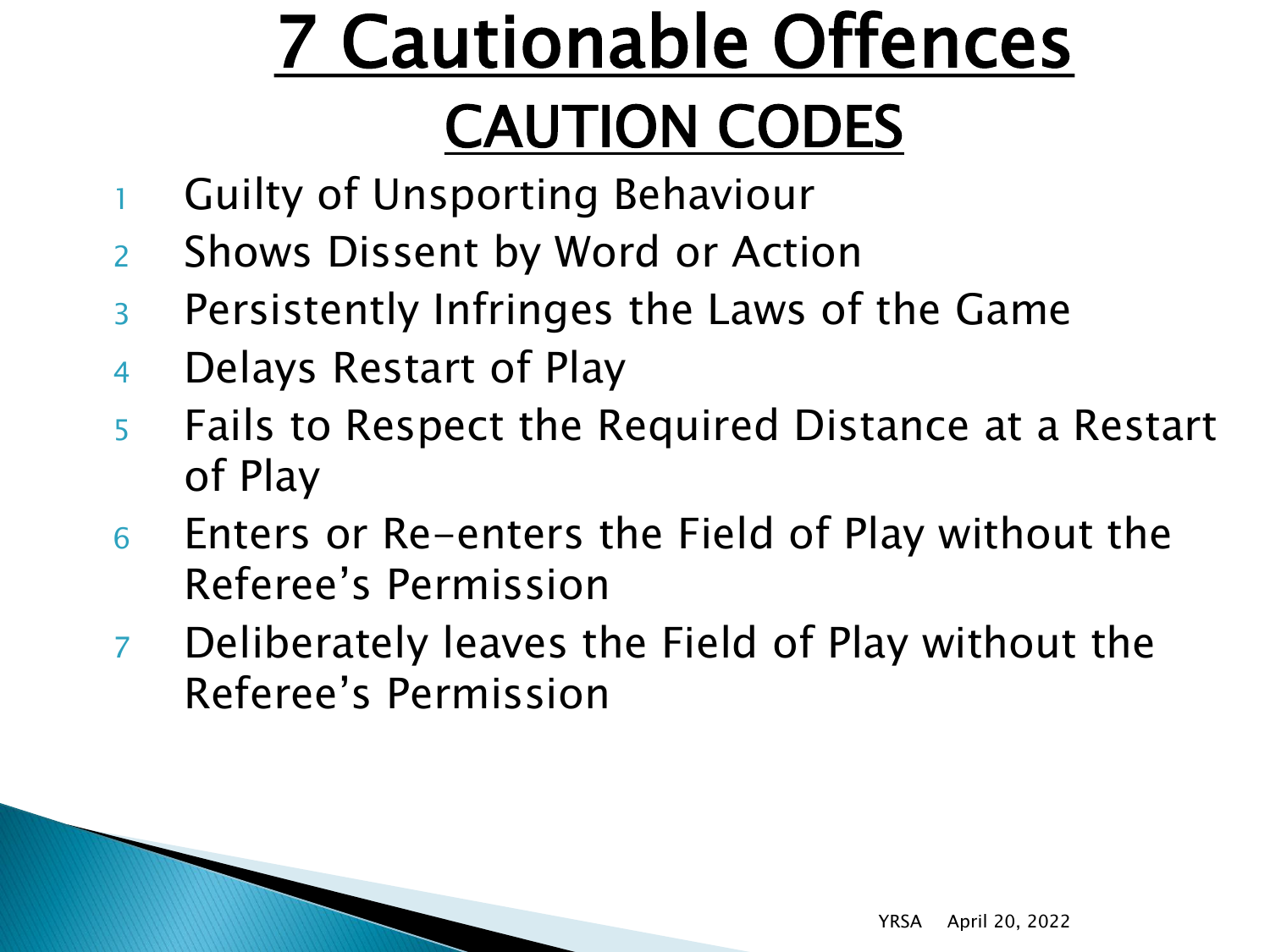# 7 Cautionable Offences

## CAUTION CODES

1. Guilty of Unsporting Behaviour
2. Shows Dissent by Word or Action
3. Persistently Infringes the Laws of the Game
4. Delays Restart of Play
5. Fails to Respect the Required Distance at a Restart of Play
6. Enters or Re-enters the Field of Play without the Referee's Permission
7. Deliberately leaves the Field of Play without the Referee's Permission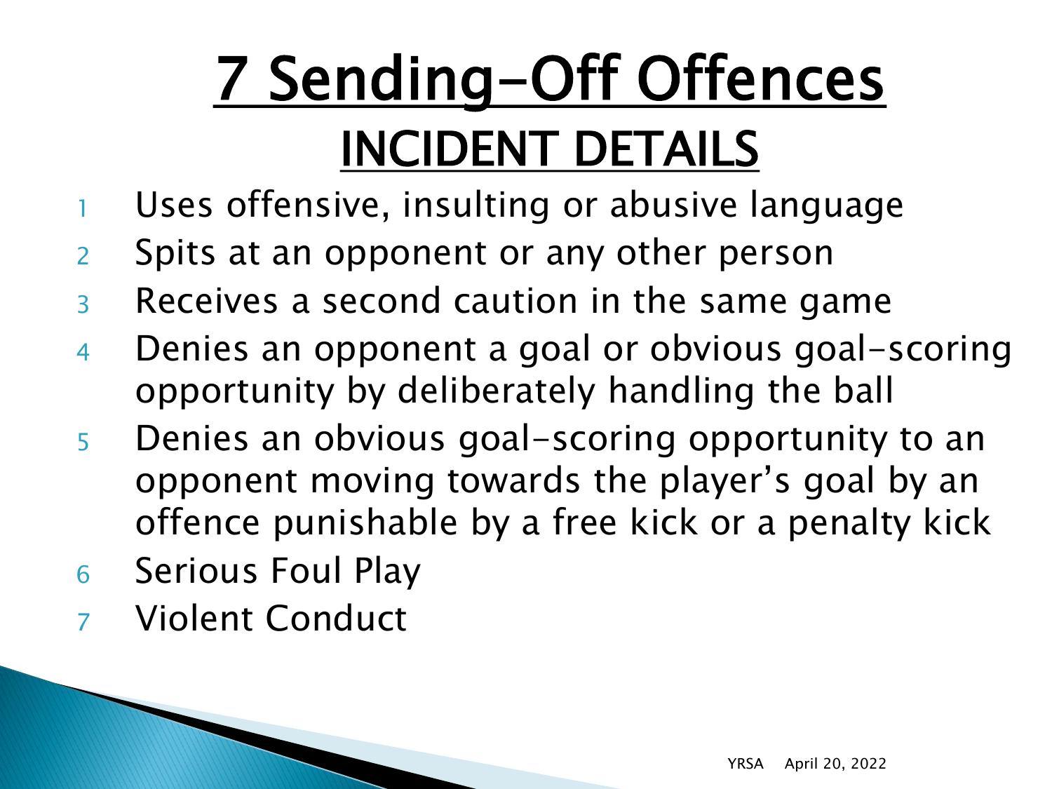# 7 Sending-Off Offences

## INCIDENT DETAILS

1. Uses offensive, insulting or abusive language
2. Spits at an opponent or any other person
3. Receives a second caution in the same game
4. Denies an opponent a goal or obvious goal-scoring opportunity by deliberately handling the ball
5. Denies an obvious goal-scoring opportunity to an opponent moving towards the player's goal by an offence punishable by a free kick or a penalty kick
6. Serious Foul Play
7. Violent Conduct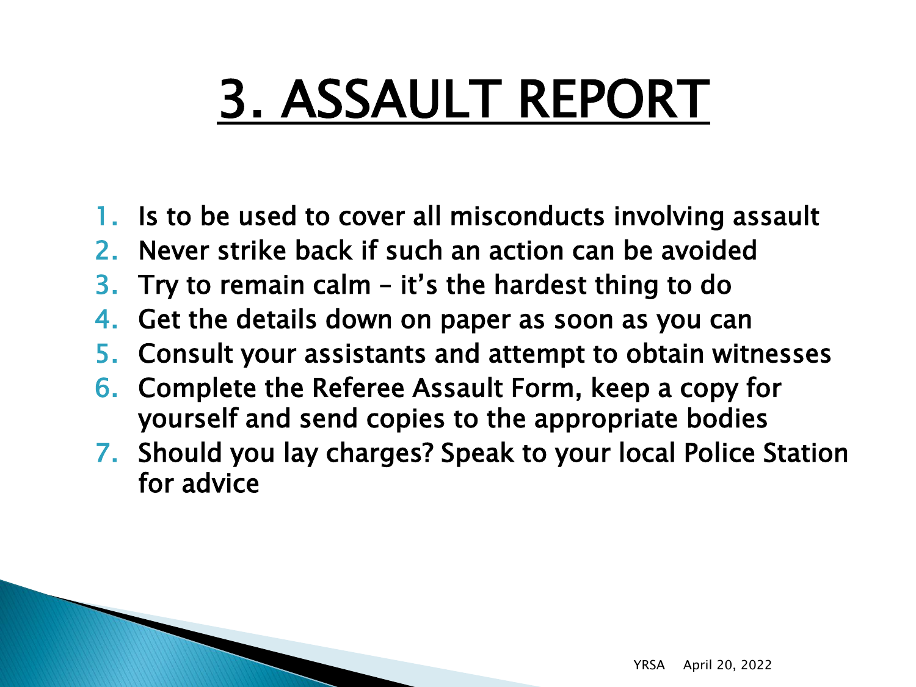# 3. ASSAULT REPORT

1. Is to be used to cover all misconducts involving assault
2. Never strike back if such an action can be avoided
3. Try to remain calm – it's the hardest thing to do
4. Get the details down on paper as soon as you can
5. Consult your assistants and attempt to obtain witnesses
6. Complete the Referee Assault Form, keep a copy for yourself and send copies to the appropriate bodies
7. Should you lay charges? Speak to your local Police Station for advice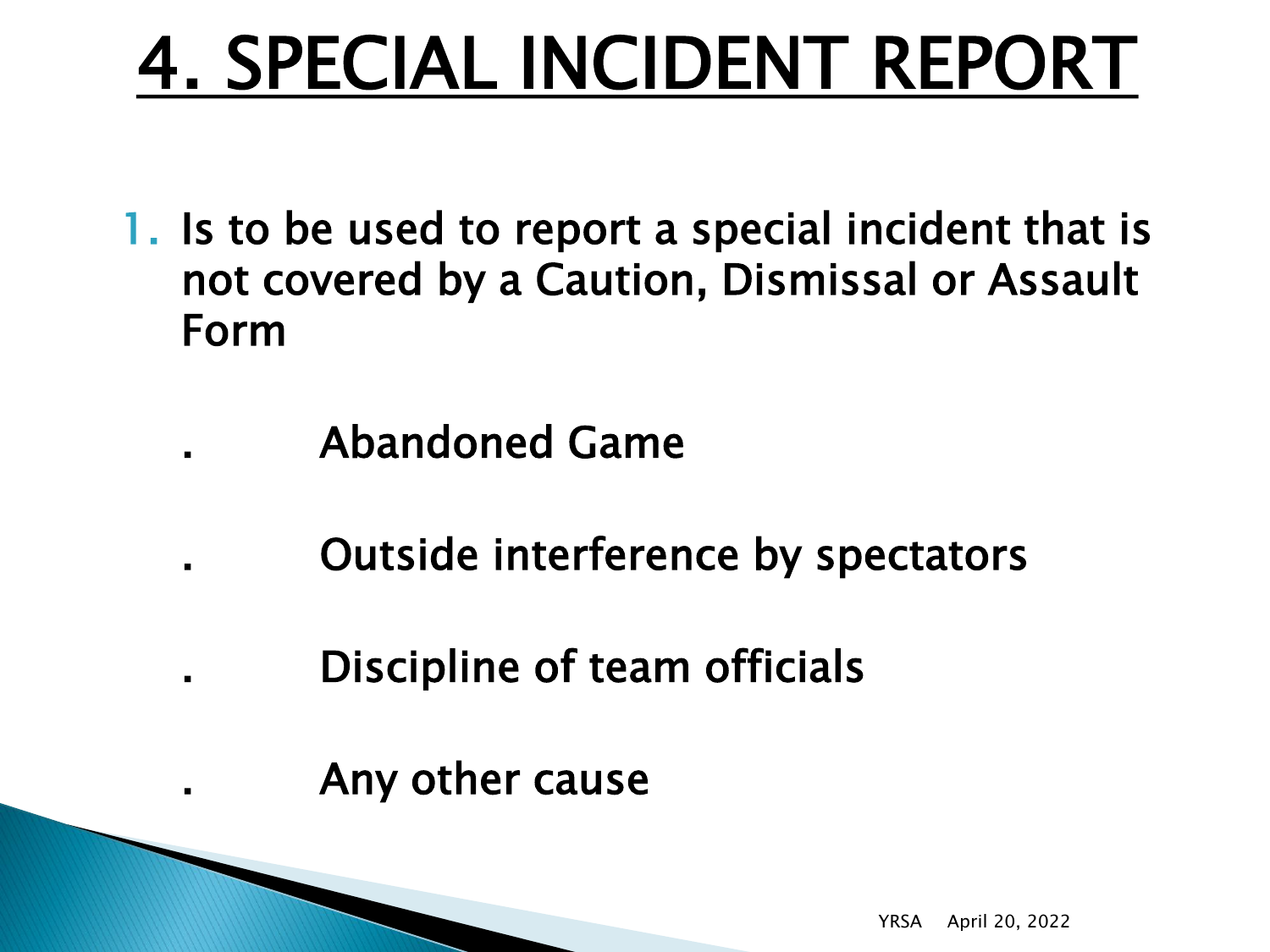# 4. SPECIAL INCIDENT REPORT

1. Is to be used to report a special incident that is not covered by a Caution, Dismissal or Assault Form

   - Abandoned Game
   - Outside interference by spectators
   - Discipline of team officials
   - Any other cause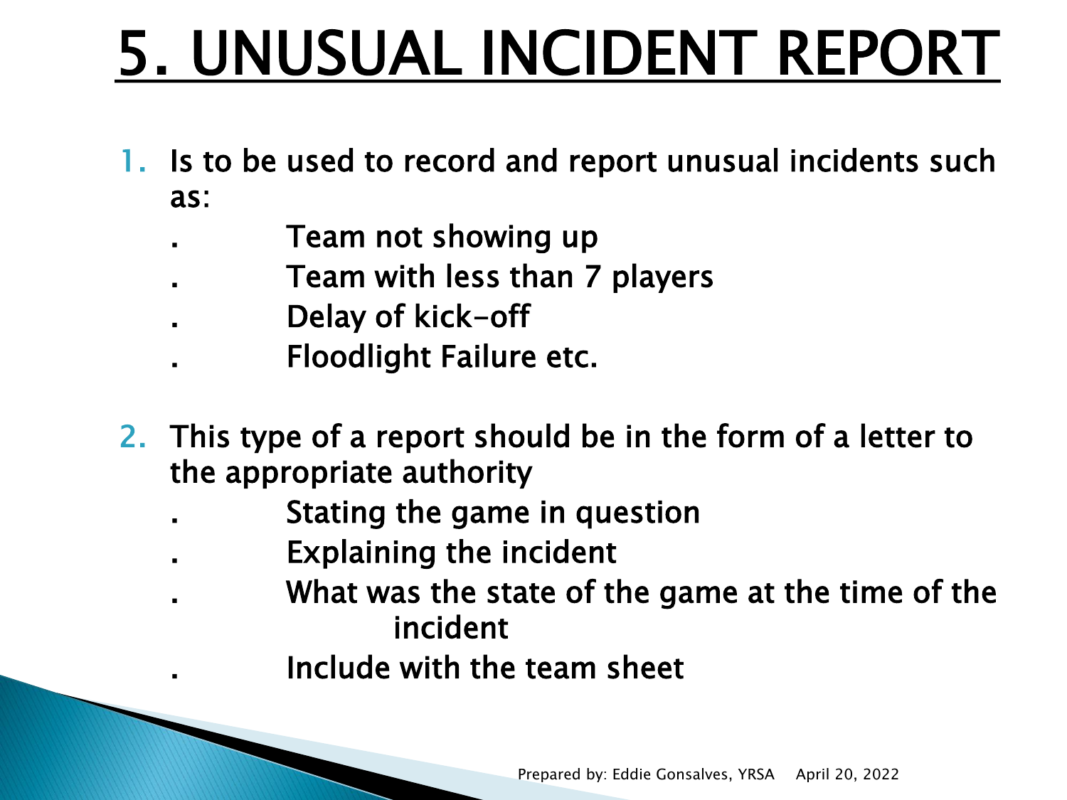# 5. UNUSUAL INCIDENT REPORT

1. Is to be used to record and report unusual incidents such as:
   - Team not showing up
   - Team with less than 7 players
   - Delay of kick-off
   - Floodlight Failure etc.

2. This type of a report should be in the form of a letter to the appropriate authority
   - Stating the game in question
   - Explaining the incident
   - What was the state of the game at the time of the incident
   - Include with the team sheet

Prepared by: Eddie Gonsalves, YRSA April 20, 2022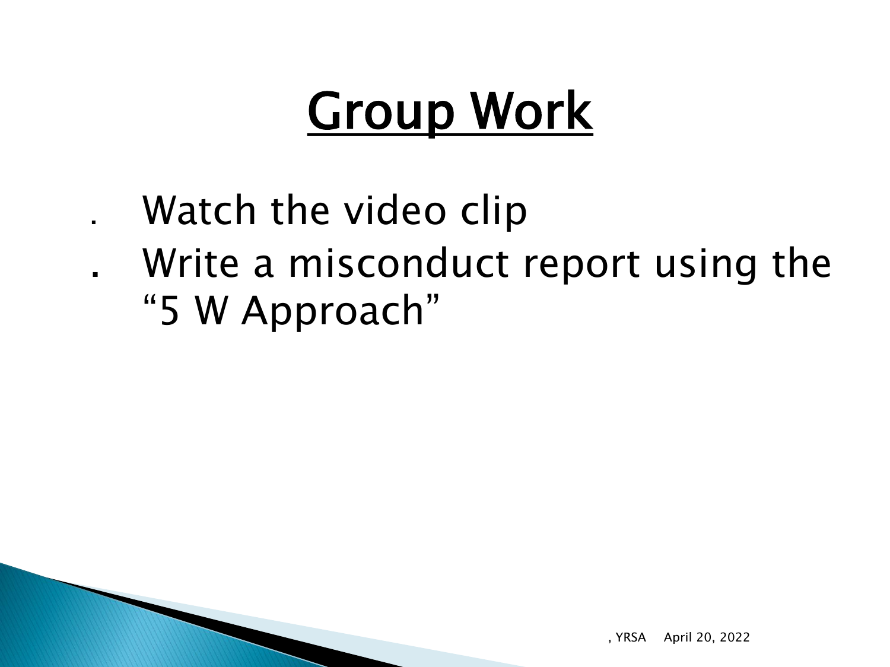# Group Work

- Watch the video clip
- Write a misconduct report using the "5 W Approach"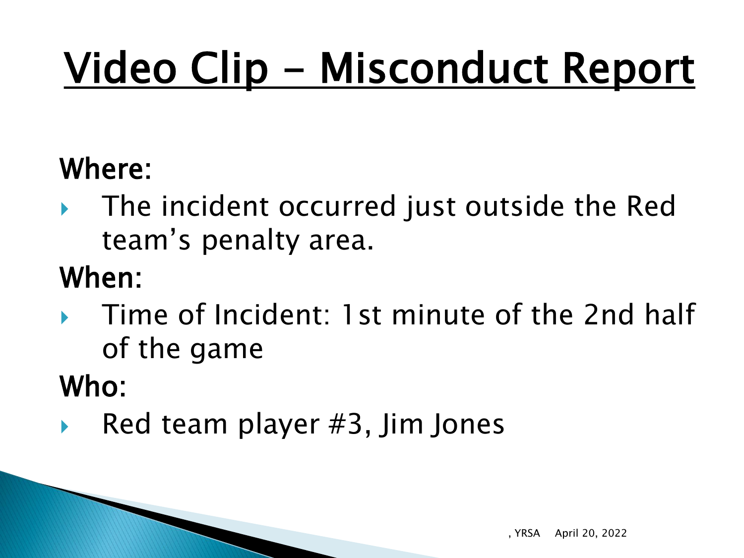# Video Clip – Misconduct Report

**Where:**

- The incident occurred just outside the Red team's penalty area.

**When:**

- Time of Incident: 1st minute of the 2nd half of the game

**Who:**

- Red team player #3, Jim Jones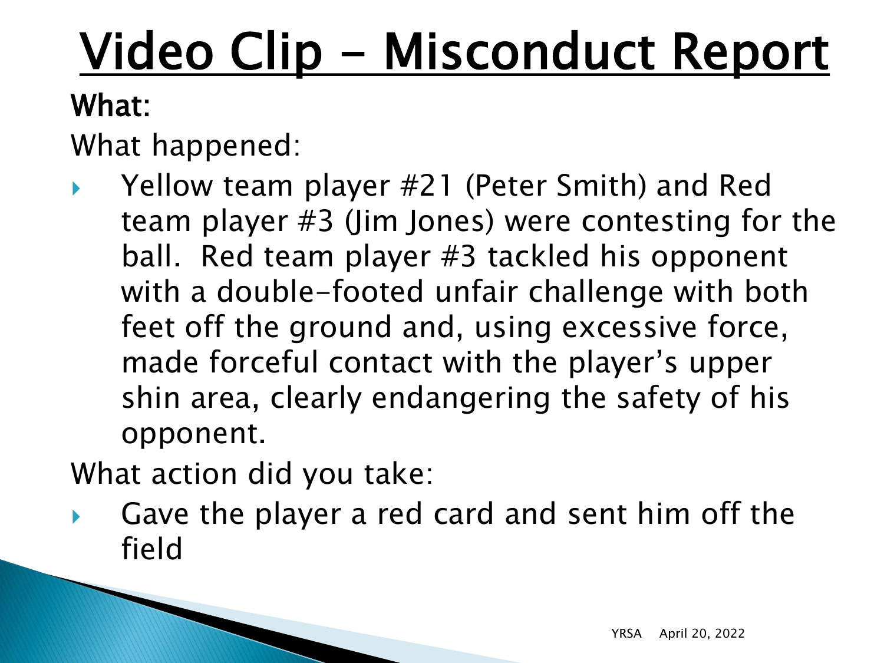# Video Clip – Misconduct Report

**What:**

What happened:

- Yellow team player #21 (Peter Smith) and Red team player #3 (Jim Jones) were contesting for the ball. Red team player #3 tackled his opponent with a double-footed unfair challenge with both feet off the ground and, using excessive force, made forceful contact with the player's upper shin area, clearly endangering the safety of his opponent.

What action did you take:

- Gave the player a red card and sent him off the field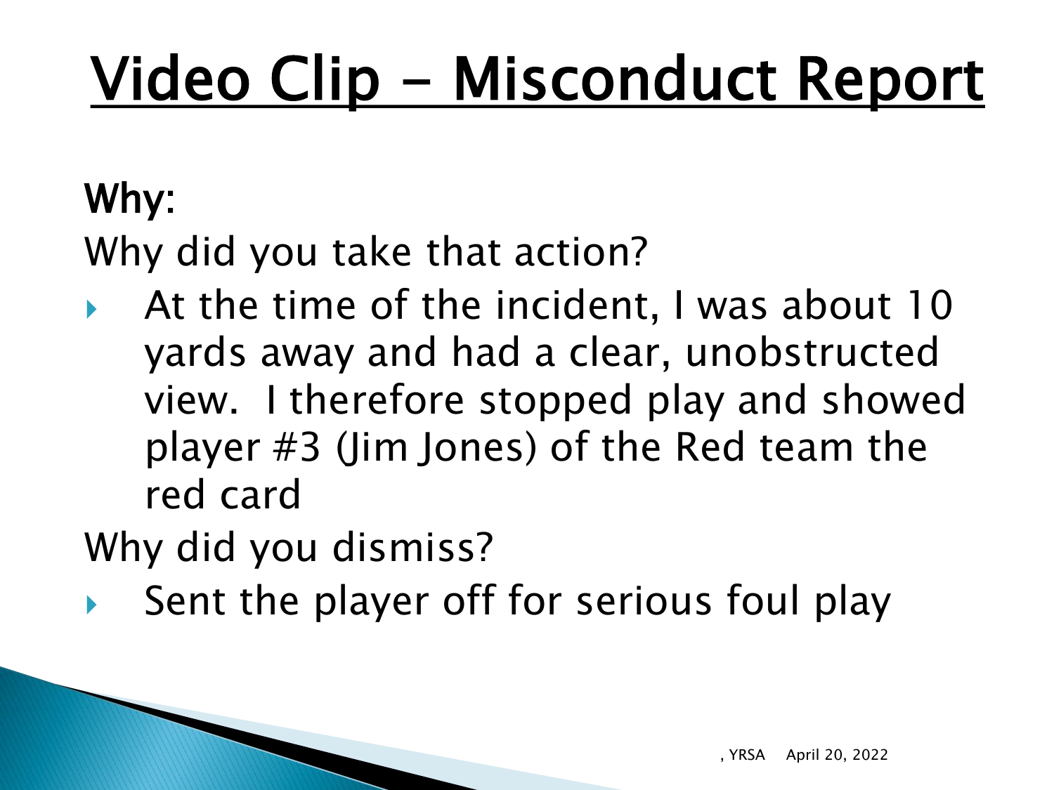# Video Clip – Misconduct Report

**Why:**

Why did you take that action?

- At the time of the incident, I was about 10 yards away and had a clear, unobstructed view. I therefore stopped play and showed player #3 (Jim Jones) of the Red team the red card

Why did you dismiss?

- Sent the player off for serious foul play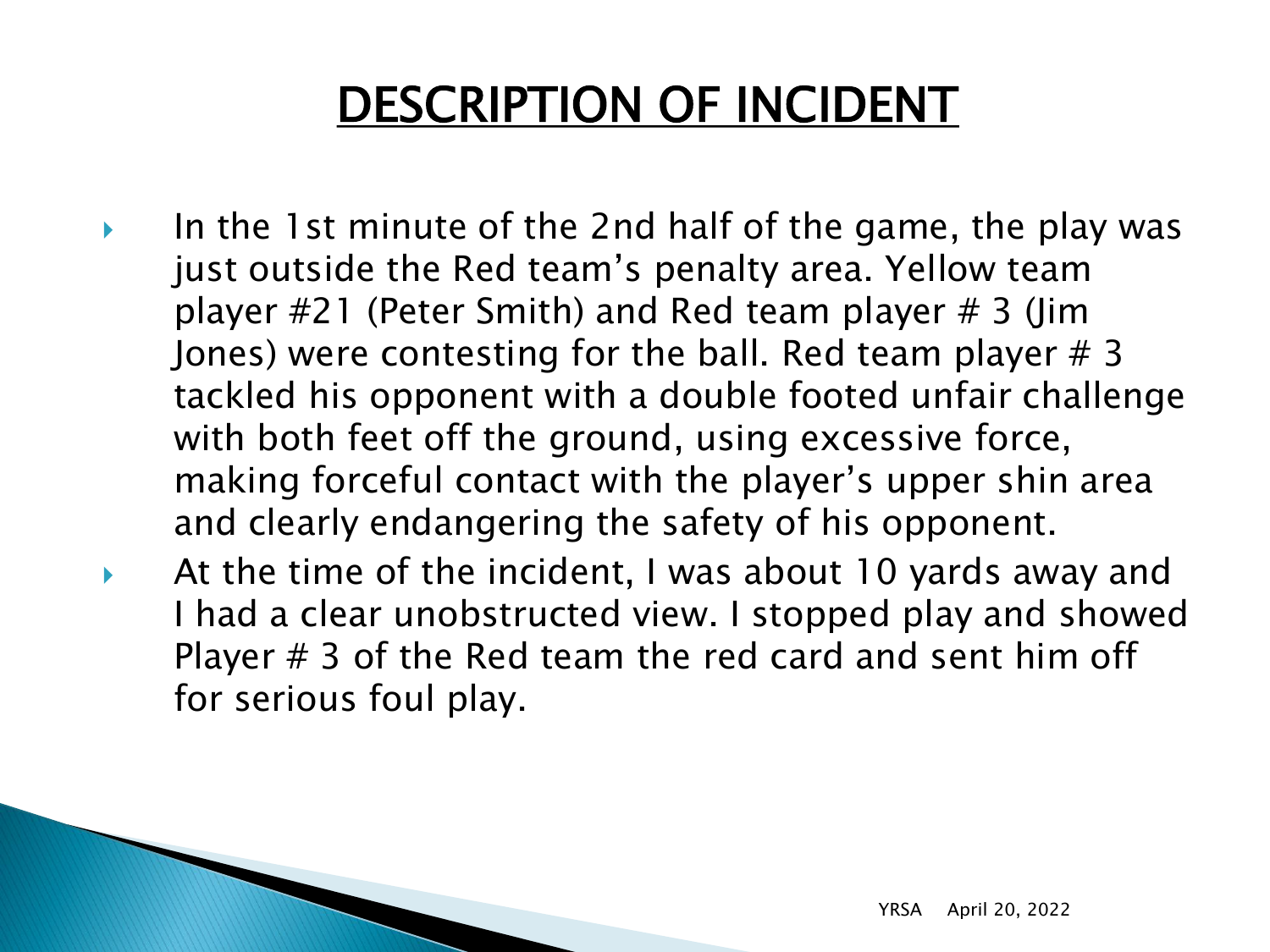# DESCRIPTION OF INCIDENT

- In the 1st minute of the 2nd half of the game, the play was just outside the Red team's penalty area. Yellow team player #21 (Peter Smith) and Red team player # 3 (Jim Jones) were contesting for the ball. Red team player # 3 tackled his opponent with a double footed unfair challenge with both feet off the ground, using excessive force, making forceful contact with the player's upper shin area and clearly endangering the safety of his opponent.
- At the time of the incident, I was about 10 yards away and I had a clear unobstructed view. I stopped play and showed Player # 3 of the Red team the red card and sent him off for serious foul play.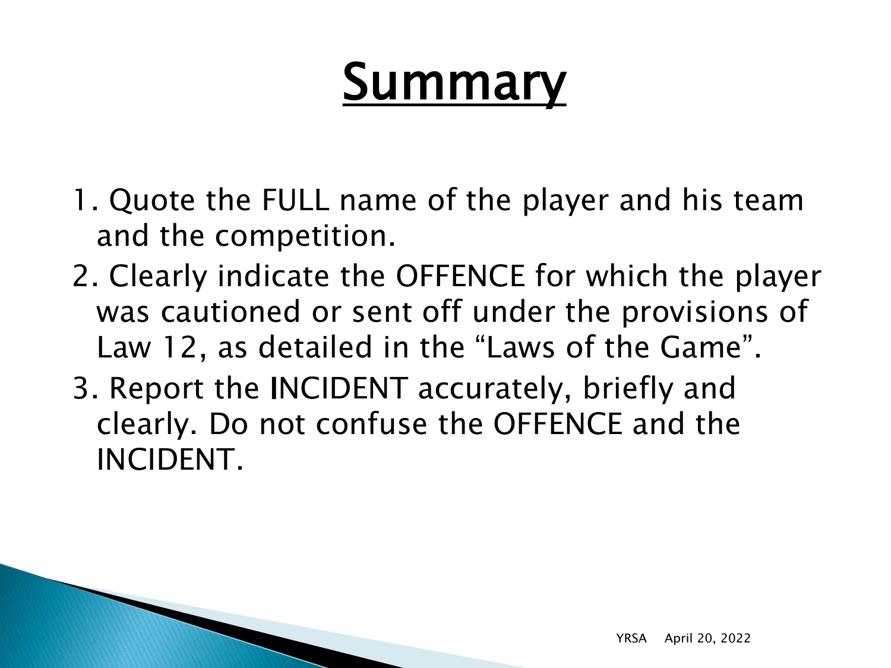# Summary

1. Quote the FULL name of the player and his team and the competition.
2. Clearly indicate the OFFENCE for which the player was cautioned or sent off under the provisions of Law 12, as detailed in the "Laws of the Game".
3. Report the INCIDENT accurately, briefly and clearly. Do not confuse the OFFENCE and the INCIDENT.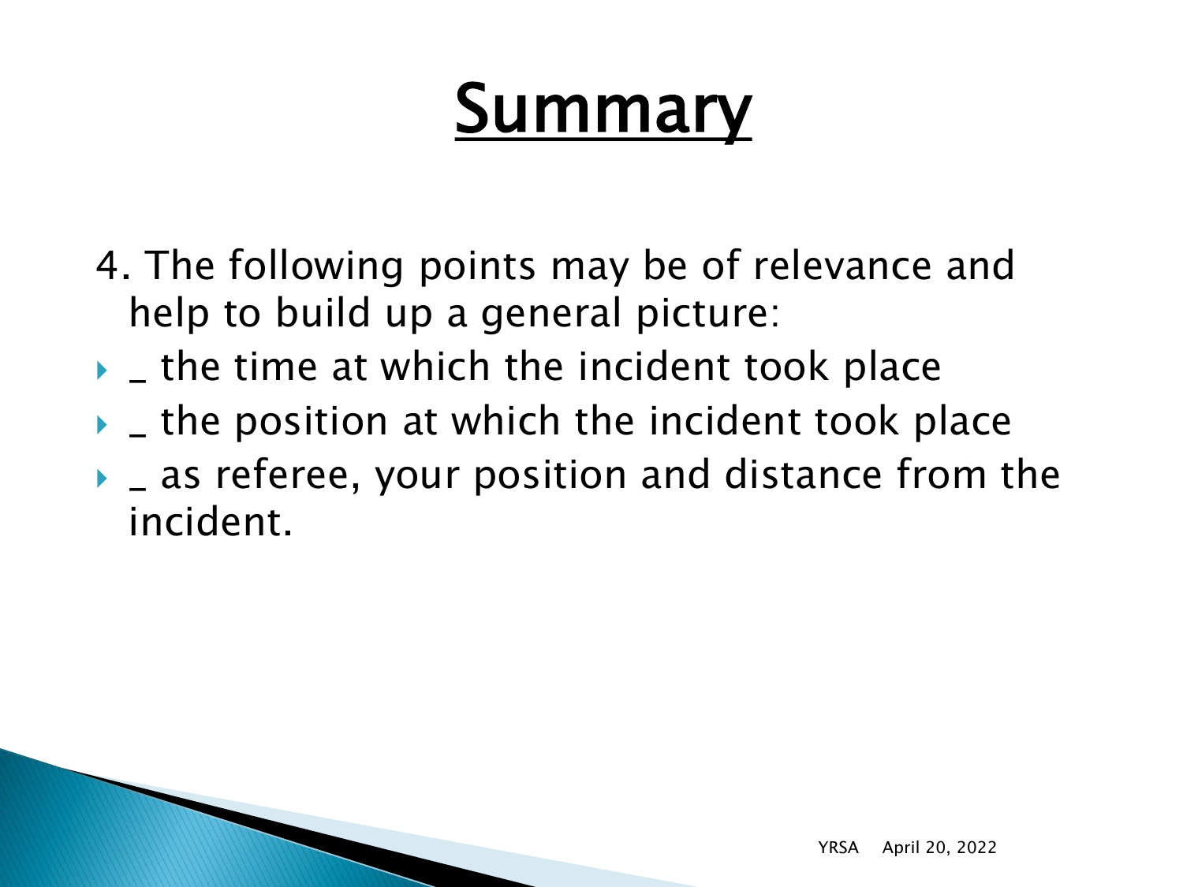# Summary

4. The following points may be of relevance and help to build up a general picture:

- _ the time at which the incident took place
- _ the position at which the incident took place
- _ as referee, your position and distance from the incident.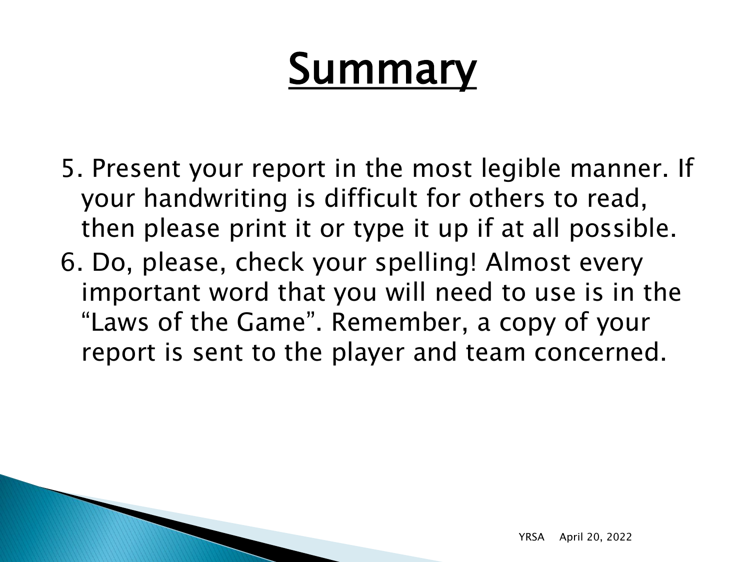# Summary

5. Present your report in the most legible manner. If your handwriting is difficult for others to read, then please print it or type it up if at all possible.
6. Do, please, check your spelling! Almost every important word that you will need to use is in the "Laws of the Game". Remember, a copy of your report is sent to the player and team concerned.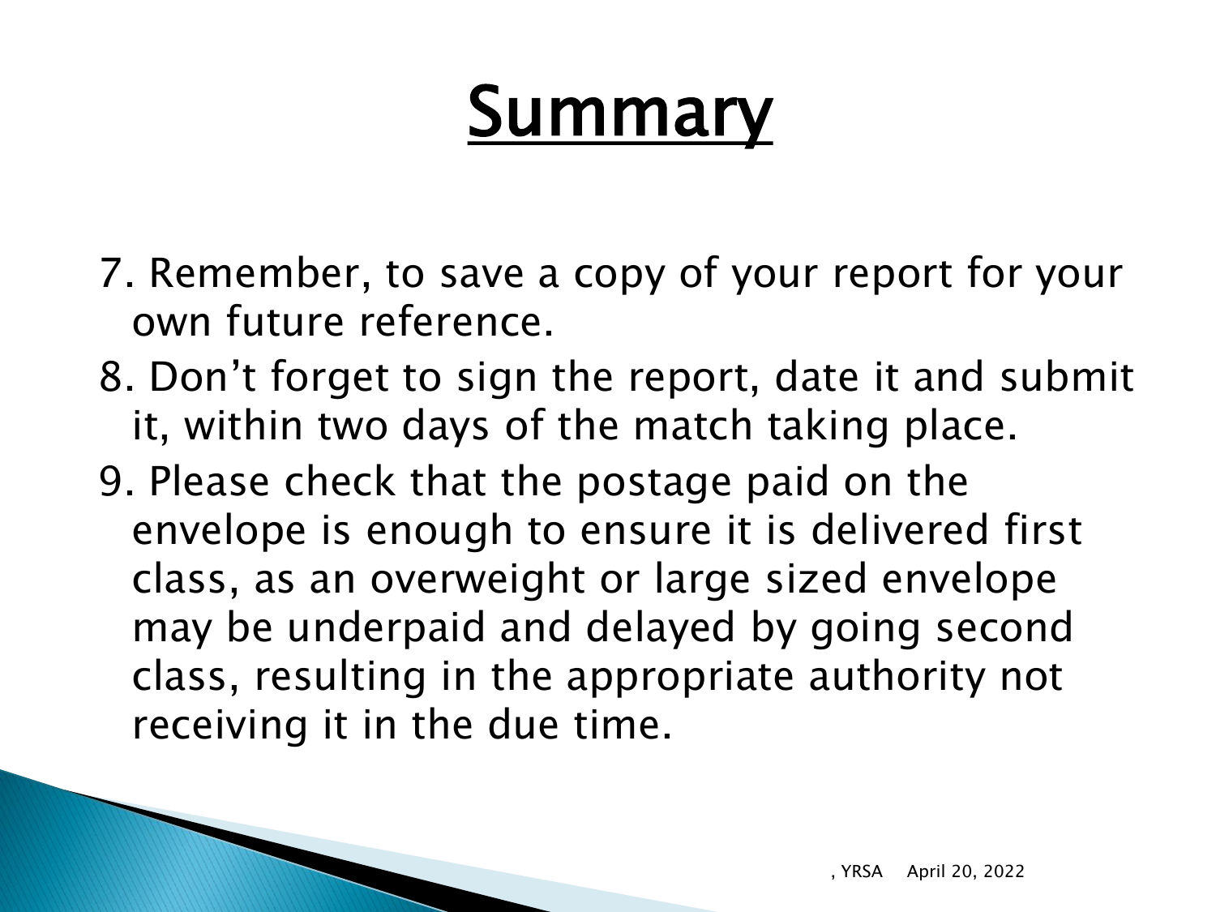# Summary

7. Remember, to save a copy of your report for your own future reference.
8. Don't forget to sign the report, date it and submit it, within two days of the match taking place.
9. Please check that the postage paid on the envelope is enough to ensure it is delivered first class, as an overweight or large sized envelope may be underpaid and delayed by going second class, resulting in the appropriate authority not receiving it in the due time.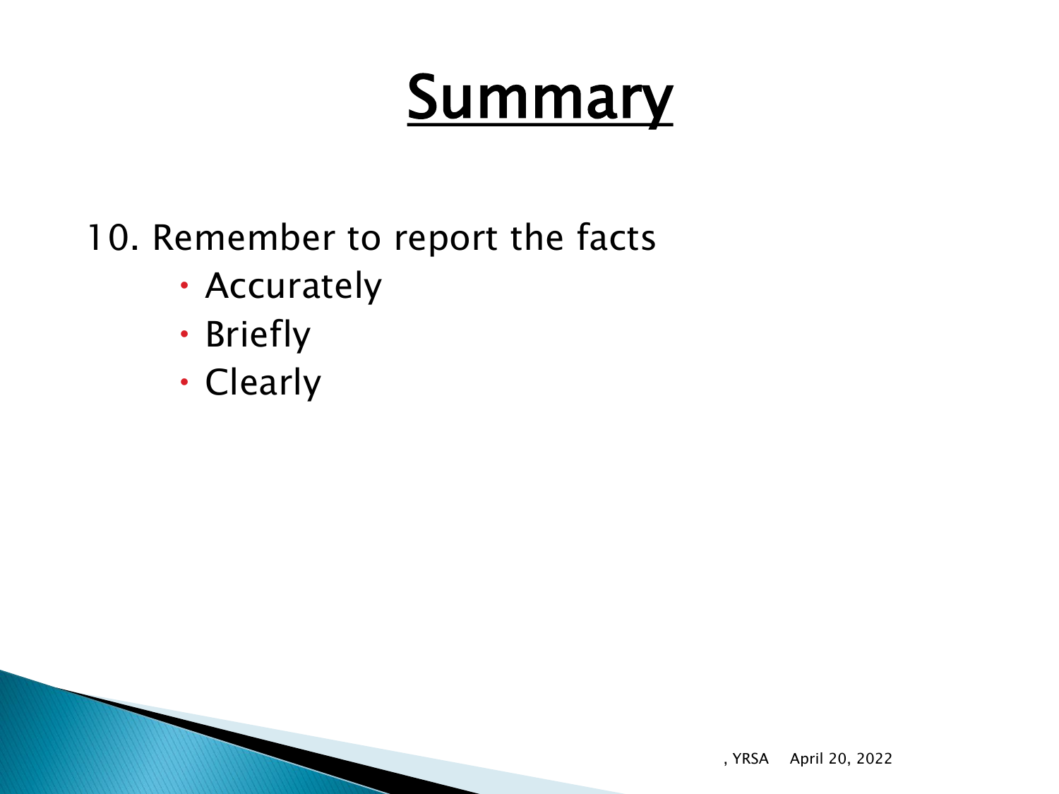# Summary

10. Remember to report the facts
    - Accurately
    - Briefly
    - Clearly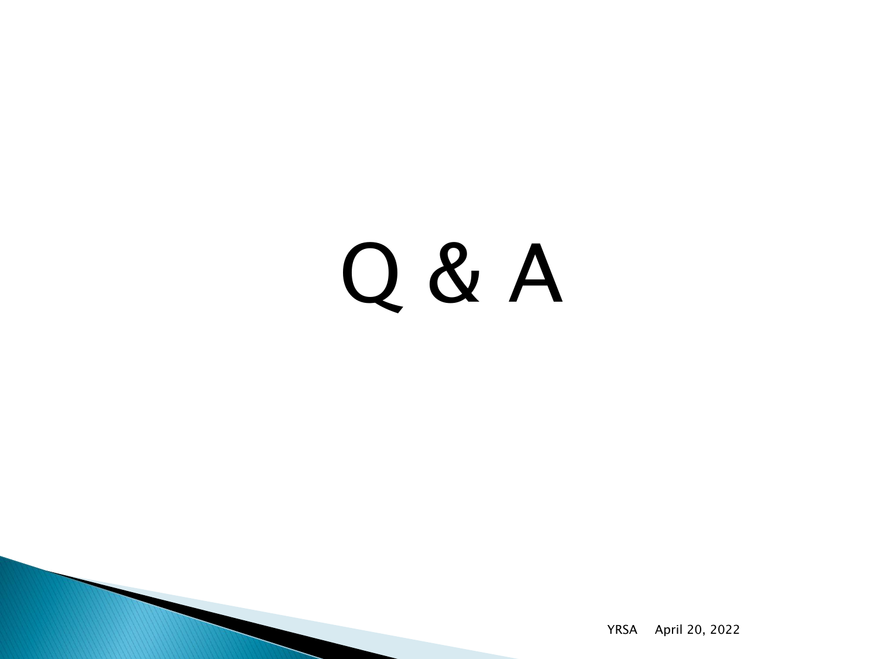# Q & A